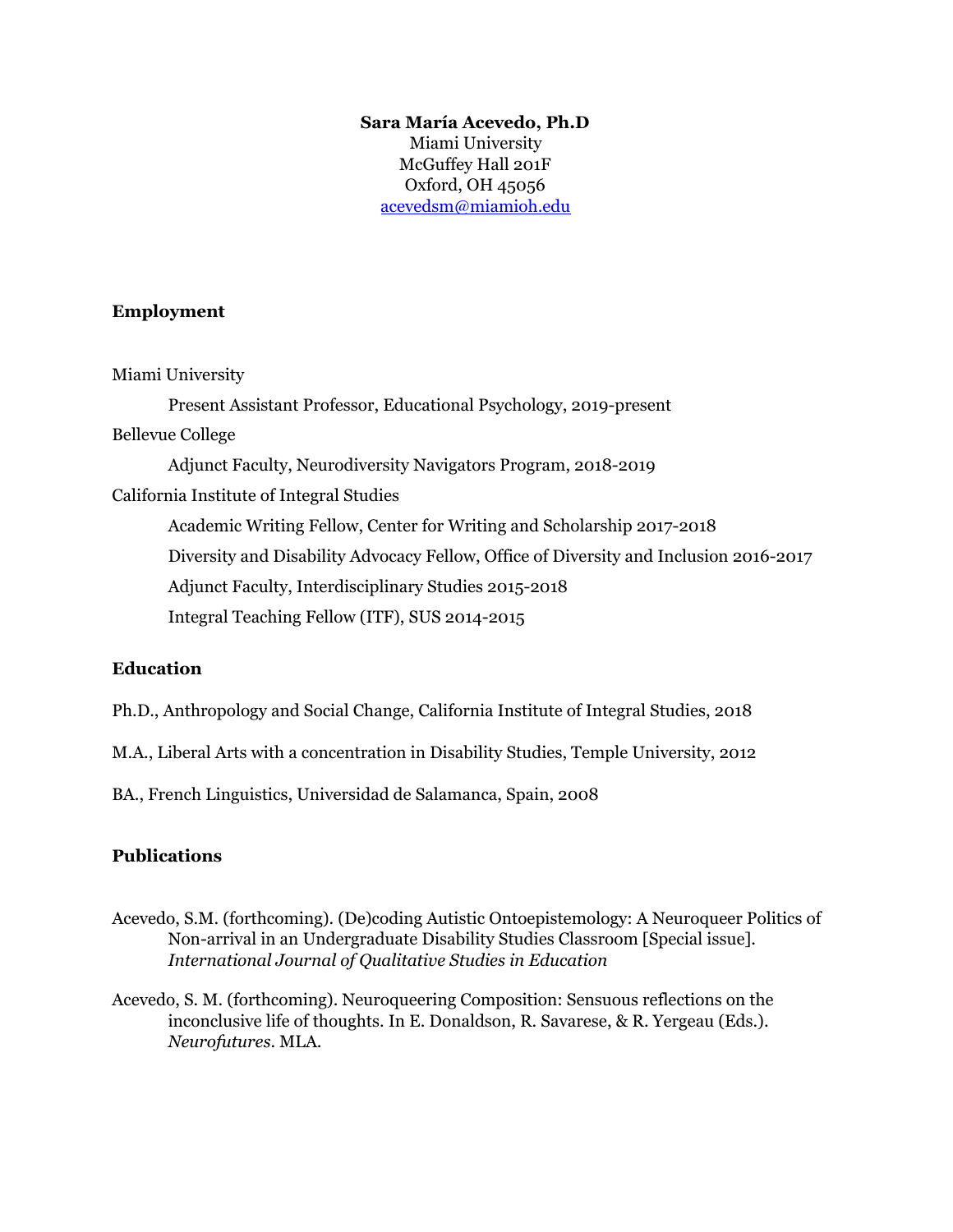**Sara María Acevedo, Ph.D**
Miami University
McGuffey Hall 201F
Oxford, OH 45056
acevedsm@miamioh.edu

## Employment

Miami University

Present Assistant Professor, Educational Psychology, 2019-present

Bellevue College

Adjunct Faculty, Neurodiversity Navigators Program, 2018-2019

California Institute of Integral Studies

Academic Writing Fellow, Center for Writing and Scholarship 2017-2018

Diversity and Disability Advocacy Fellow, Office of Diversity and Inclusion 2016-2017

Adjunct Faculty, Interdisciplinary Studies 2015-2018

Integral Teaching Fellow (ITF), SUS 2014-2015

## Education

Ph.D., Anthropology and Social Change, California Institute of Integral Studies, 2018

M.A., Liberal Arts with a concentration in Disability Studies, Temple University, 2012

BA., French Linguistics, Universidad de Salamanca, Spain, 2008

## Publications

Acevedo, S.M. (forthcoming). (De)coding Autistic Ontoepistemology: A Neuroqueer Politics of Non-arrival in an Undergraduate Disability Studies Classroom [Special issue]. *International Journal of Qualitative Studies in Education*

Acevedo, S. M. (forthcoming). Neuroqueering Composition: Sensuous reflections on the inconclusive life of thoughts. In E. Donaldson, R. Savarese, & R. Yergeau (Eds.). *Neurofutures*. MLA.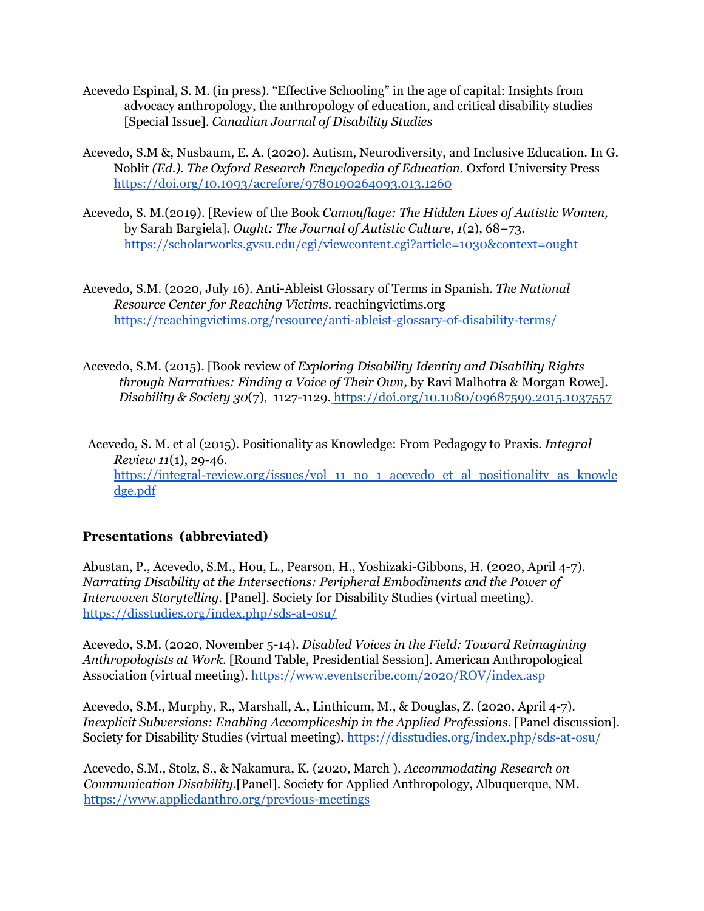Acevedo Espinal, S. M. (in press). "Effective Schooling" in the age of capital: Insights from advocacy anthropology, the anthropology of education, and critical disability studies [Special Issue]. *Canadian Journal of Disability Studies*

Acevedo, S.M &, Nusbaum, E. A. (2020). Autism, Neurodiversity, and Inclusive Education. In G. Noblit *(Ed.)*. *The Oxford Research Encyclopedia of Education*. Oxford University Press https://doi.org/10.1093/acrefore/9780190264093.013.1260

Acevedo, S. M.(2019). [Review of the Book *Camouflage: The Hidden Lives of Autistic Women,* by Sarah Bargiela]. *Ought: The Journal of Autistic Culture*, *1*(2), 68–73. https://scholarworks.gvsu.edu/cgi/viewcontent.cgi?article=1030&context=ought

Acevedo, S.M. (2020, July 16). Anti-Ableist Glossary of Terms in Spanish. *The National Resource Center for Reaching Victims*. reachingvictims.org https://reachingvictims.org/resource/anti-ableist-glossary-of-disability-terms/

Acevedo, S.M. (2015). [Book review of *Exploring Disability Identity and Disability Rights through Narratives: Finding a Voice of Their Own,* by Ravi Malhotra & Morgan Rowe]. *Disability & Society 30*(7), 1127-1129. https://doi.org/10.1080/09687599.2015.1037557

Acevedo, S. M. et al (2015). Positionality as Knowledge: From Pedagogy to Praxis. *Integral Review 11*(1), 29-46. https://integral-review.org/issues/vol_11_no_1_acevedo_et_al_positionality_as_knowledge.pdf

## Presentations (abbreviated)

Abustan, P., Acevedo, S.M., Hou, L., Pearson, H., Yoshizaki-Gibbons, H. (2020, April 4-7). *Narrating Disability at the Intersections: Peripheral Embodiments and the Power of Interwoven Storytelling*. [Panel]. Society for Disability Studies (virtual meeting). https://disstudies.org/index.php/sds-at-osu/

Acevedo, S.M. (2020, November 5-14). *Disabled Voices in the Field: Toward Reimagining Anthropologists at Work*. [Round Table, Presidential Session]. American Anthropological Association (virtual meeting). https://www.eventscribe.com/2020/ROV/index.asp

Acevedo, S.M., Murphy, R., Marshall, A., Linthicum, M., & Douglas, Z. (2020, April 4-7). *Inexplicit Subversions: Enabling Accompliceship in the Applied Professions*. [Panel discussion]. Society for Disability Studies (virtual meeting). https://disstudies.org/index.php/sds-at-osu/

Acevedo, S.M., Stolz, S., & Nakamura, K. (2020, March ). *Accommodating Research on Communication Disability*.[Panel]. Society for Applied Anthropology, Albuquerque, NM. https://www.appliedanthro.org/previous-meetings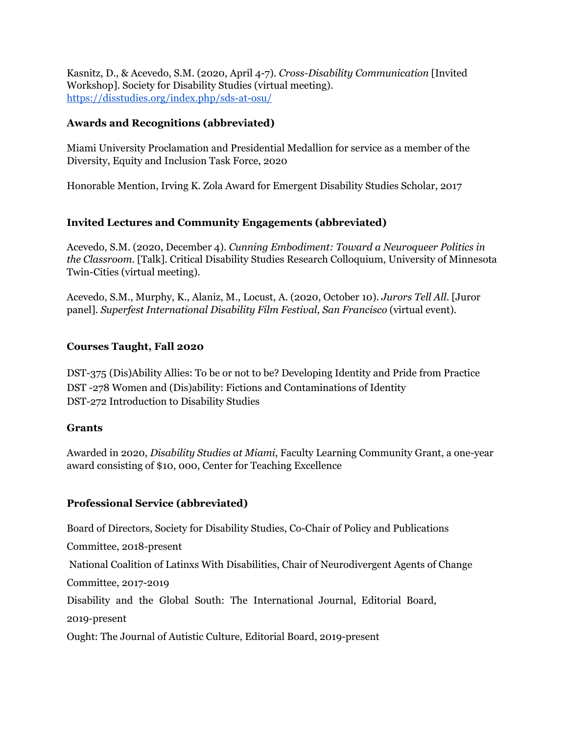Kasnitz, D., & Acevedo, S.M. (2020, April 4-7). *Cross-Disability Communication* [Invited Workshop]. Society for Disability Studies (virtual meeting). https://disstudies.org/index.php/sds-at-osu/

**Awards and Recognitions (abbreviated)**

Miami University Proclamation and Presidential Medallion for service as a member of the Diversity, Equity and Inclusion Task Force, 2020

Honorable Mention, Irving K. Zola Award for Emergent Disability Studies Scholar, 2017

**Invited Lectures and Community Engagements (abbreviated)**

Acevedo, S.M. (2020, December 4). *Cunning Embodiment: Toward a Neuroqueer Politics in the Classroom*. [Talk]. Critical Disability Studies Research Colloquium, University of Minnesota Twin-Cities (virtual meeting).

Acevedo, S.M., Murphy, K., Alaniz, M., Locust, A. (2020, October 10). *Jurors Tell All*. [Juror panel]. *Superfest International Disability Film Festival, San Francisco* (virtual event).

**Courses Taught, Fall 2020**

DST-375 (Dis)Ability Allies: To be or not to be? Developing Identity and Pride from Practice
DST -278 Women and (Dis)ability: Fictions and Contaminations of Identity
DST-272 Introduction to Disability Studies

**Grants**

Awarded in 2020, *Disability Studies at Miami*, Faculty Learning Community Grant, a one-year award consisting of $10, 000, Center for Teaching Excellence

**Professional Service (abbreviated)**

Board of Directors, Society for Disability Studies, Co-Chair of Policy and Publications Committee, 2018-present

National Coalition of Latinxs With Disabilities, Chair of Neurodivergent Agents of Change Committee, 2017-2019

Disability and the Global South: The International Journal, Editorial Board, 2019-present

Ought: The Journal of Autistic Culture, Editorial Board, 2019-present